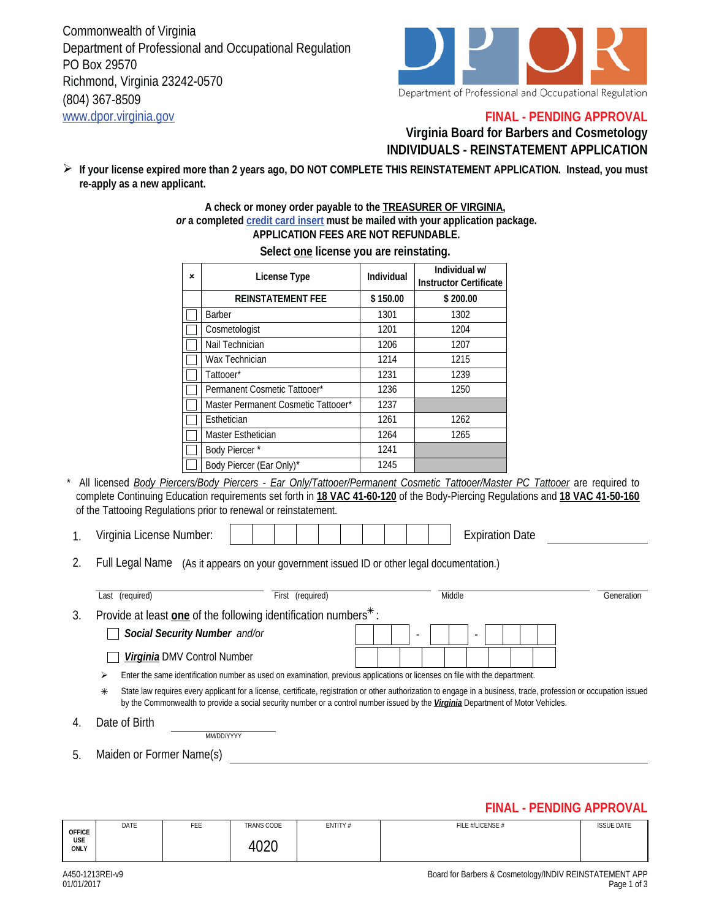Commonwealth of Virginia
Department of Professional and Occupational Regulation
PO Box 29570
Richmond, Virginia 23242-0570
(804) 367-8509
www.dpor.virginia.gov

FINAL - PENDING APPROVAL

## Virginia Board for Barbers and Cosmetology
## INDIVIDUALS - REINSTATEMENT APPLICATION

➢ **If your license expired more than 2 years ago, DO NOT COMPLETE THIS REINSTATEMENT APPLICATION. Instead, you must re-apply as a new applicant.**

**A check or money order payable to the TREASURER OF VIRGINIA,**
***or*** **a completed credit card insert must be mailed with your application package.**
**APPLICATION FEES ARE NOT REFUNDABLE.**

**Select one license you are reinstating.**

| × | License Type | Individual | Individual w/ Instructor Certificate |
|---|---|---|---|
| | **REINSTATEMENT FEE** | **$ 150.00** | **$ 200.00** |
| ☐ | Barber | 1301 | 1302 |
| ☐ | Cosmetologist | 1201 | 1204 |
| ☐ | Nail Technician | 1206 | 1207 |
| ☐ | Wax Technician | 1214 | 1215 |
| ☐ | Tattooer* | 1231 | 1239 |
| ☐ | Permanent Cosmetic Tattooer* | 1236 | 1250 |
| ☐ | Master Permanent Cosmetic Tattooer* | 1237 | |
| ☐ | Esthetician | 1261 | 1262 |
| ☐ | Master Esthetician | 1264 | 1265 |
| ☐ | Body Piercer * | 1241 | |
| ☐ | Body Piercer (Ear Only)* | 1245 | |

\* All licensed *Body Piercers/Body Piercers - Ear Only/Tattooer/Permanent Cosmetic Tattooer/Master PC Tattooer* are required to complete Continuing Education requirements set forth in **18 VAC 41-60-120** of the Body-Piercing Regulations and **18 VAC 41-50-160** of the Tattooing Regulations prior to renewal or reinstatement.

1. Virginia License Number: ____________ Expiration Date ____________

2. Full Legal Name (As it appears on your government issued ID or other legal documentation.)

   Last (required) ____________ First (required) ____________ Middle ____________ Generation ____________

3. Provide at least **one** of the following identification numbers✳:

   ☐ ***Social Security Number*** *and/or* ___ - __ - ____

   ☐ ***Virginia*** DMV Control Number ____________

   ➢ Enter the same identification number as used on examination, previous applications or licenses on file with the department.

   ✳ State law requires every applicant for a license, certificate, registration or other authorization to engage in a business, trade, profession or occupation issued by the Commonwealth to provide a social security number or a control number issued by the ***Virginia*** Department of Motor Vehicles.

4. Date of Birth ____________ (MM/DD/YYYY)

5. Maiden or Former Name(s) ____________

FINAL - PENDING APPROVAL

| OFFICE USE ONLY | DATE | FEE | TRANS CODE | ENTITY # | FILE #/LICENSE # | ISSUE DATE |
|---|---|---|---|---|---|---|
| | | | 4020 | | | |

A450-1213REI-v9
01/01/2017

Board for Barbers & Cosmetology/INDIV REINSTATEMENT APP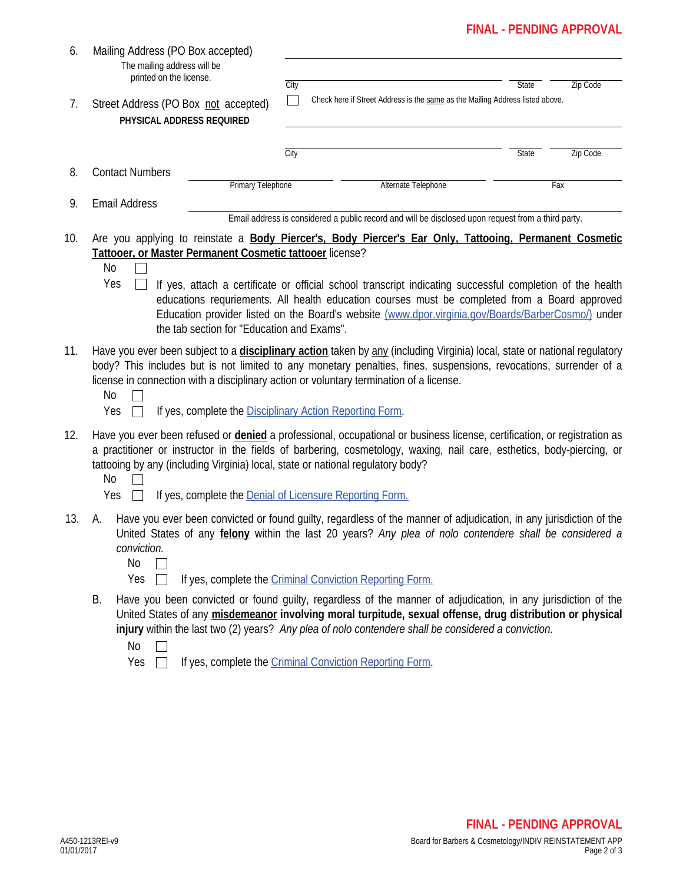**FINAL - PENDING APPROVAL**

6. Mailing Address (PO Box accepted)
   The mailing address will be printed on the license.

   ______________________________________________
   City ______________ State ______ Zip Code ______

7. Street Address (PO Box not accepted)
   **PHYSICAL ADDRESS REQUIRED**

   ☐ Check here if Street Address is the same as the Mailing Address listed above.

   ______________________________________________
   City ______________ State ______ Zip Code ______

8. Contact Numbers
   Primary Telephone ______________ Alternate Telephone ______________ Fax ______________

9. Email Address ______________________________________________
   Email address is considered a public record and will be disclosed upon request from a third party.

10. Are you applying to reinstate a **Body Piercer's, Body Piercer's Ear Only, Tattooing, Permanent Cosmetic Tattooer, or Master Permanent Cosmetic tattooer** license?

    No ☐
    Yes ☐ If yes, attach a certificate or official school transcript indicating successful completion of the health educations requriements. All health education courses must be completed from a Board approved Education provider listed on the Board's website (www.dpor.virginia.gov/Boards/BarberCosmo/) under the tab section for "Education and Exams".

11. Have you ever been subject to a **disciplinary action** taken by any (including Virginia) local, state or national regulatory body? This includes but is not limited to any monetary penalties, fines, suspensions, revocations, surrender of a license in connection with a disciplinary action or voluntary termination of a license.

    No ☐
    Yes ☐ If yes, complete the Disciplinary Action Reporting Form.

12. Have you ever been refused or **denied** a professional, occupational or business license, certification, or registration as a practitioner or instructor in the fields of barbering, cosmetology, waxing, nail care, esthetics, body-piercing, or tattooing by any (including Virginia) local, state or national regulatory body?

    No ☐
    Yes ☐ If yes, complete the Denial of Licensure Reporting Form.

13. A. Have you ever been convicted or found guilty, regardless of the manner of adjudication, in any jurisdiction of the United States of any **felony** within the last 20 years? *Any plea of nolo contendere shall be considered a conviction.*

    No ☐
    Yes ☐ If yes, complete the Criminal Conviction Reporting Form.

    B. Have you been convicted or found guilty, regardless of the manner of adjudication, in any jurisdiction of the United States of any **misdemeanor involving moral turpitude, sexual offense, drug distribution or physical injury** within the last two (2) years? *Any plea of nolo contendere shall be considered a conviction.*

    No ☐
    Yes ☐ If yes, complete the Criminal Conviction Reporting Form.

**FINAL - PENDING APPROVAL**

A450-1213REI-v9
01/01/2017

Board for Barbers & Cosmetology/INDIV REINSTATEMENT APP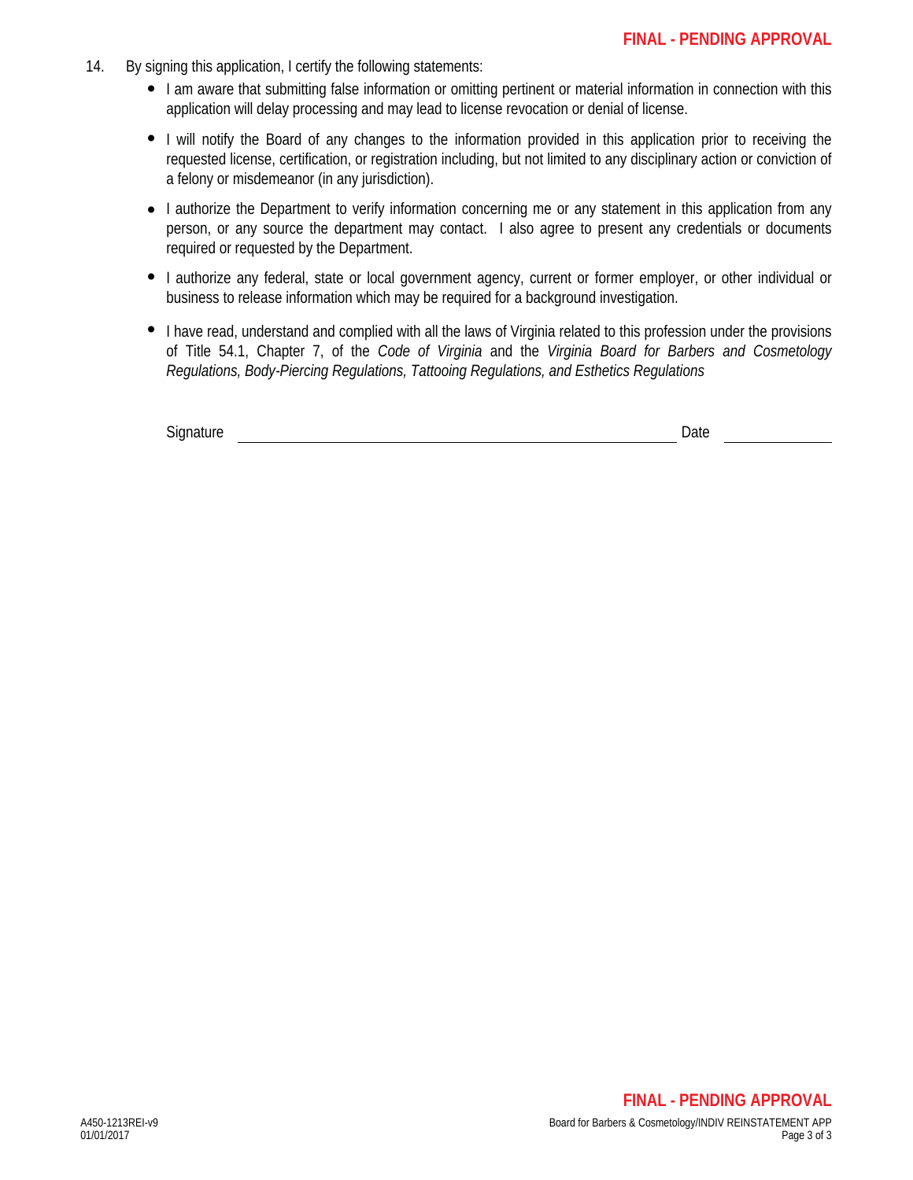14. By signing this application, I certify the following statements:

 - I am aware that submitting false information or omitting pertinent or material information in connection with this application will delay processing and may lead to license revocation or denial of license.
 - I will notify the Board of any changes to the information provided in this application prior to receiving the requested license, certification, or registration including, but not limited to any disciplinary action or conviction of a felony or misdemeanor (in any jurisdiction).
 - I authorize the Department to verify information concerning me or any statement in this application from any person, or any source the department may contact. I also agree to present any credentials or documents required or requested by the Department.
 - I authorize any federal, state or local government agency, current or former employer, or other individual or business to release information which may be required for a background investigation.
 - I have read, understand and complied with all the laws of Virginia related to this profession under the provisions of Title 54.1, Chapter 7, of the *Code of Virginia* and the *Virginia Board for Barbers and Cosmetology Regulations, Body-Piercing Regulations, Tattooing Regulations, and Esthetics Regulations*

Signature ______________________________________________ Date ______________